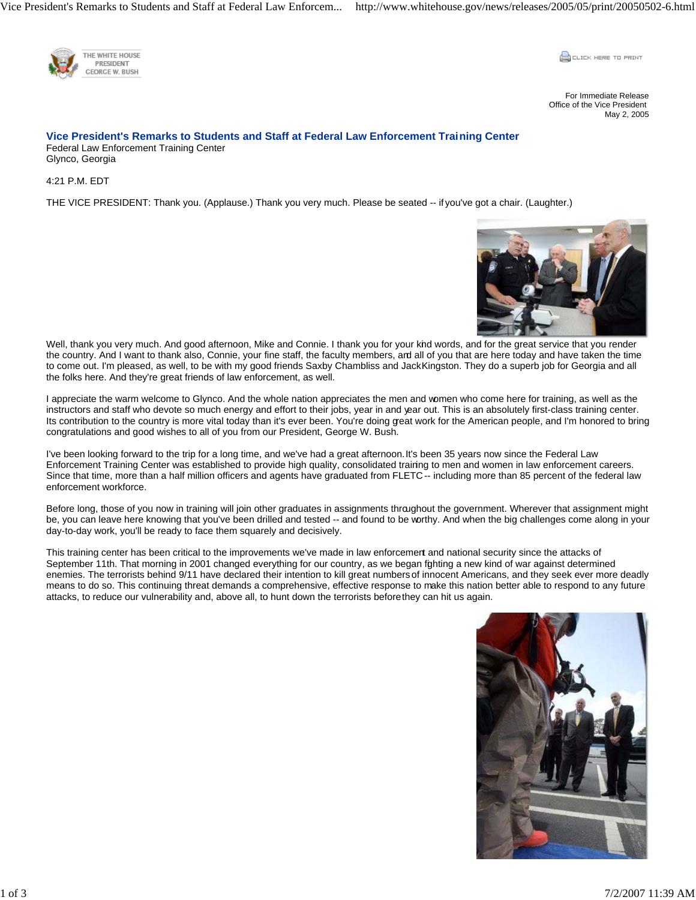For Immediate Release
Office of the Vice President
May 2, 2005

## Vice President's Remarks to Students and Staff at Federal Law Enforcement Training Center

Federal Law Enforcement Training Center
Glynco, Georgia

4:21 P.M. EDT

THE VICE PRESIDENT: Thank you. (Applause.) Thank you very much. Please be seated -- if you've got a chair. (Laughter.)

Well, thank you very much. And good afternoon, Mike and Connie. I thank you for your kind words, and for the great service that you render the country. And I want to thank also, Connie, your fine staff, the faculty members, and all of you that are here today and have taken the time to come out. I'm pleased, as well, to be with my good friends Saxby Chambliss and Jack Kingston. They do a superb job for Georgia and all the folks here. And they're great friends of law enforcement, as well.

I appreciate the warm welcome to Glynco. And the whole nation appreciates the men and women who come here for training, as well as the instructors and staff who devote so much energy and effort to their jobs, year in and year out. This is an absolutely first-class training center. Its contribution to the country is more vital today than it's ever been. You're doing great work for the American people, and I'm honored to bring congratulations and good wishes to all of you from our President, George W. Bush.

I've been looking forward to the trip for a long time, and we've had a great afternoon. It's been 35 years now since the Federal Law Enforcement Training Center was established to provide high quality, consolidated training to men and women in law enforcement careers. Since that time, more than a half million officers and agents have graduated from FLETC -- including more than 85 percent of the federal law enforcement workforce.

Before long, those of you now in training will join other graduates in assignments throughout the government. Wherever that assignment might be, you can leave here knowing that you've been drilled and tested -- and found to be worthy. And when the big challenges come along in your day-to-day work, you'll be ready to face them squarely and decisively.

This training center has been critical to the improvements we've made in law enforcement and national security since the attacks of September 11th. That morning in 2001 changed everything for our country, as we began fighting a new kind of war against determined enemies. The terrorists behind 9/11 have declared their intention to kill great numbers of innocent Americans, and they seek ever more deadly means to do so. This continuing threat demands a comprehensive, effective response to make this nation better able to respond to any future attacks, to reduce our vulnerability and, above all, to hunt down the terrorists before they can hit us again.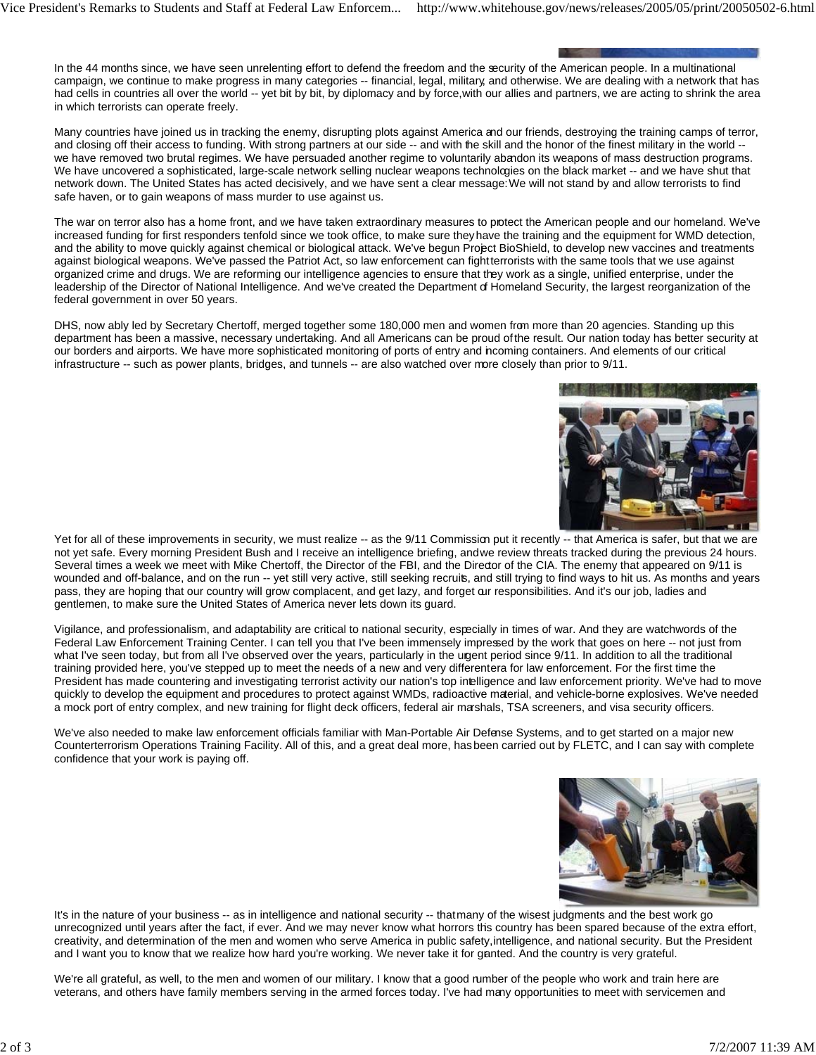In the 44 months since, we have seen unrelenting effort to defend the freedom and the security of the American people. In a multinational campaign, we continue to make progress in many categories -- financial, legal, military, and otherwise. We are dealing with a network that has had cells in countries all over the world -- yet bit by bit, by diplomacy and by force, with our allies and partners, we are acting to shrink the area in which terrorists can operate freely.

Many countries have joined us in tracking the enemy, disrupting plots against America and our friends, destroying the training camps of terror, and closing off their access to funding. With strong partners at our side -- and with the skill and the honor of the finest military in the world -- we have removed two brutal regimes. We have persuaded another regime to voluntarily abandon its weapons of mass destruction programs. We have uncovered a sophisticated, large-scale network selling nuclear weapons technologies on the black market -- and we have shut that network down. The United States has acted decisively, and we have sent a clear message: We will not stand by and allow terrorists to find safe haven, or to gain weapons of mass murder to use against us.

The war on terror also has a home front, and we have taken extraordinary measures to protect the American people and our homeland. We've increased funding for first responders tenfold since we took office, to make sure they have the training and the equipment for WMD detection, and the ability to move quickly against chemical or biological attack. We've begun Project BioShield, to develop new vaccines and treatments against biological weapons. We've passed the Patriot Act, so law enforcement can fight terrorists with the same tools that we use against organized crime and drugs. We are reforming our intelligence agencies to ensure that they work as a single, unified enterprise, under the leadership of the Director of National Intelligence. And we've created the Department of Homeland Security, the largest reorganization of the federal government in over 50 years.

DHS, now ably led by Secretary Chertoff, merged together some 180,000 men and women from more than 20 agencies. Standing up this department has been a massive, necessary undertaking. And all Americans can be proud of the result. Our nation today has better security at our borders and airports. We have more sophisticated monitoring of ports of entry and incoming containers. And elements of our critical infrastructure -- such as power plants, bridges, and tunnels -- are also watched over more closely than prior to 9/11.

Yet for all of these improvements in security, we must realize -- as the 9/11 Commission put it recently -- that America is safer, but that we are not yet safe. Every morning President Bush and I receive an intelligence briefing, and we review threats tracked during the previous 24 hours. Several times a week we meet with Mike Chertoff, the Director of the FBI, and the Director of the CIA. The enemy that appeared on 9/11 is wounded and off-balance, and on the run -- yet still very active, still seeking recruits, and still trying to find ways to hit us. As months and years pass, they are hoping that our country will grow complacent, and get lazy, and forget our responsibilities. And it's our job, ladies and gentlemen, to make sure the United States of America never lets down its guard.

Vigilance, and professionalism, and adaptability are critical to national security, especially in times of war. And they are watchwords of the Federal Law Enforcement Training Center. I can tell you that I've been immensely impressed by the work that goes on here -- not just from what I've seen today, but from all I've observed over the years, particularly in the urgent period since 9/11. In addition to all the traditional training provided here, you've stepped up to meet the needs of a new and very different era for law enforcement. For the first time the President has made countering and investigating terrorist activity our nation's top intelligence and law enforcement priority. We've had to move quickly to develop the equipment and procedures to protect against WMDs, radioactive material, and vehicle-borne explosives. We've needed a mock port of entry complex, and new training for flight deck officers, federal air marshals, TSA screeners, and visa security officers.

We've also needed to make law enforcement officials familiar with Man-Portable Air Defense Systems, and to get started on a major new Counterterrorism Operations Training Facility. All of this, and a great deal more, has been carried out by FLETC, and I can say with complete confidence that your work is paying off.

It's in the nature of your business -- as in intelligence and national security -- that many of the wisest judgments and the best work go unrecognized until years after the fact, if ever. And we may never know what horrors this country has been spared because of the extra effort, creativity, and determination of the men and women who serve America in public safety, intelligence, and national security. But the President and I want you to know that we realize how hard you're working. We never take it for granted. And the country is very grateful.

We're all grateful, as well, to the men and women of our military. I know that a good number of the people who work and train here are veterans, and others have family members serving in the armed forces today. I've had many opportunities to meet with servicemen and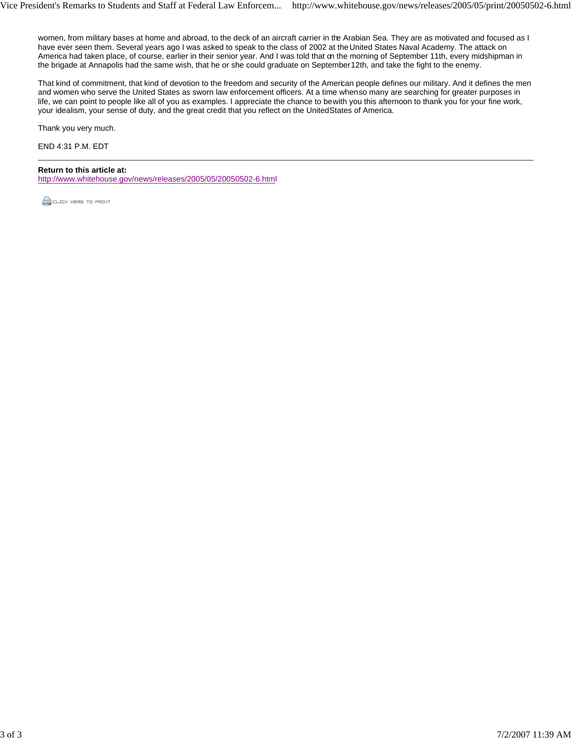women, from military bases at home and abroad, to the deck of an aircraft carrier in the Arabian Sea. They are as motivated and focused as I have ever seen them. Several years ago I was asked to speak to the class of 2002 at the United States Naval Academy. The attack on America had taken place, of course, earlier in their senior year. And I was told that on the morning of September 11th, every midshipman in the brigade at Annapolis had the same wish, that he or she could graduate on September 12th, and take the fight to the enemy.

That kind of commitment, that kind of devotion to the freedom and security of the American people defines our military. And it defines the men and women who serve the United States as sworn law enforcement officers. At a time when so many are searching for greater purposes in life, we can point to people like all of you as examples. I appreciate the chance to be with you this afternoon to thank you for your fine work, your idealism, your sense of duty, and the great credit that you reflect on the United States of America.

Thank you very much.

END 4:31 P.M. EDT

---

**Return to this article at:**
http://www.whitehouse.gov/news/releases/2005/05/20050502-6.html

CLICK HERE TO PRINT